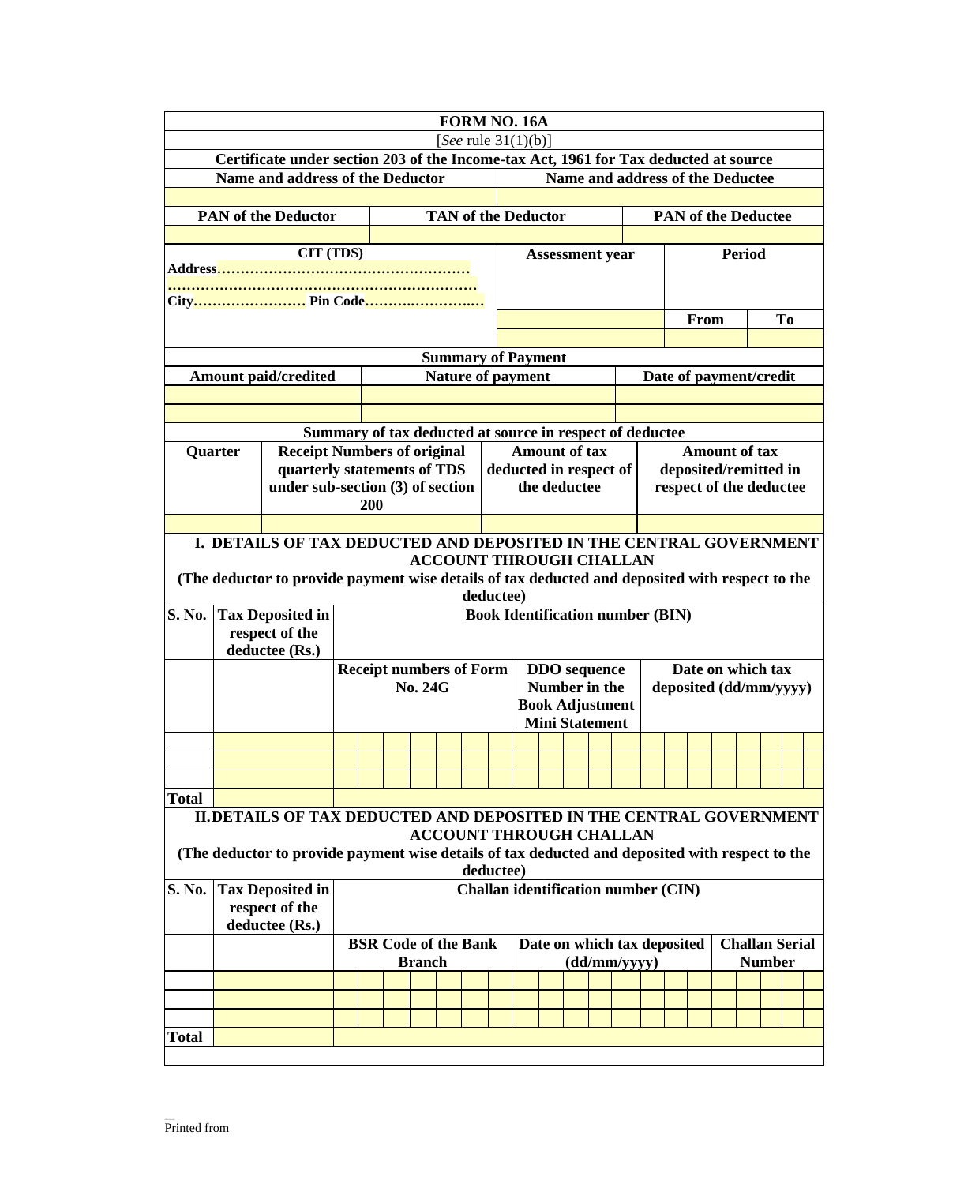# FORM NO. 16A

[*See* rule 31(1)(b)]

**Certificate under section 203 of the Income-tax Act, 1961 for Tax deducted at source**

| Name and address of the Deductor | Name and address of the Deductee |
|---|---|
| | |

| PAN of the Deductor | TAN of the Deductor | PAN of the Deductee |
|---|---|---|
| | | |

| CIT (TDS) | Assessment year | Period | |
|---|---|---|---|
| Address……………………………………………… ………………………………………………………… City…………………… Pin Code……….……….… | | From | To |
| | | | |

**Summary of Payment**

| Amount paid/credited | Nature of payment | Date of payment/credit |
|---|---|---|
| | | |
| | | |

**Summary of tax deducted at source in respect of deductee**

| Quarter | Receipt Numbers of original quarterly statements of TDS under sub-section (3) of section 200 | Amount of tax deducted in respect of the deductee | Amount of tax deposited/remitted in respect of the deductee |
|---|---|---|---|
| | | | |

**I. DETAILS OF TAX DEDUCTED AND DEPOSITED IN THE CENTRAL GOVERNMENT ACCOUNT THROUGH CHALLAN**

**(The deductor to provide payment wise details of tax deducted and deposited with respect to the deductee)**

| S. No. | Tax Deposited in respect of the deductee (Rs.) | Book Identification number (BIN) | | |
|---|---|---|---|---|
| | | Receipt numbers of Form No. 24G | DDO sequence Number in the Book Adjustment Mini Statement | Date on which tax deposited (dd/mm/yyyy) |
| | | | | |
| | | | | |
| | | | | |
| Total | | | | |

**II. DETAILS OF TAX DEDUCTED AND DEPOSITED IN THE CENTRAL GOVERNMENT ACCOUNT THROUGH CHALLAN**

**(The deductor to provide payment wise details of tax deducted and deposited with respect to the deductee)**

| S. No. | Tax Deposited in respect of the deductee (Rs.) | Challan identification number (CIN) | | |
|---|---|---|---|---|
| | | BSR Code of the Bank Branch | Date on which tax deposited (dd/mm/yyyy) | Challan Serial Number |
| | | | | |
| | | | | |
| | | | | |
| Total | | | | |

Printed from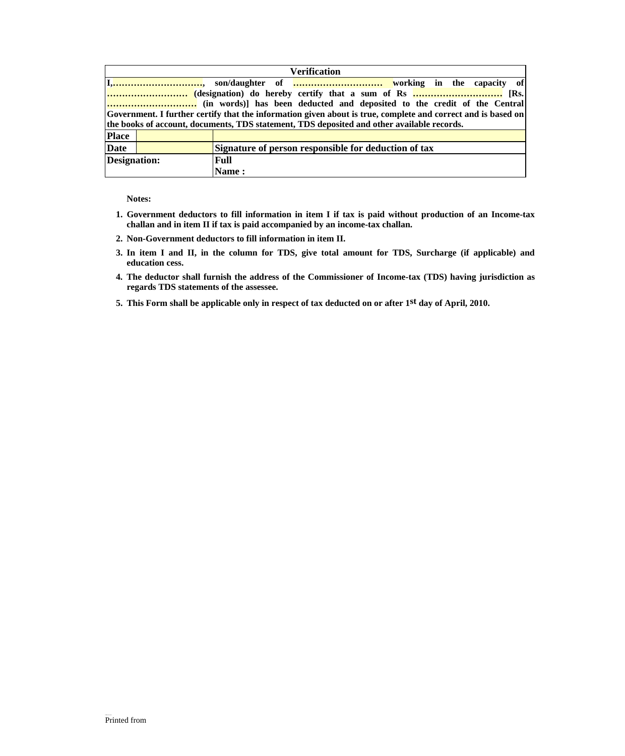| Verification | | |
|---|---|---|
| I,…………………………, son/daughter of ………………………… working in the capacity of ……………………… (designation) do hereby certify that a sum of Rs ………………………… [Rs. ………………………… (in words)] has been deducted and deposited to the credit of the Central Government. I further certify that the information given about is true, complete and correct and is based on the books of account, documents, TDS statement, TDS deposited and other available records. | | |
| Place | | |
| Date | | Signature of person responsible for deduction of tax |
| Designation: | | Full Name : |

**Notes:**

1. **Government deductors to fill information in item I if tax is paid without production of an Income-tax challan and in item II if tax is paid accompanied by an income-tax challan.**
2. **Non-Government deductors to fill information in item II.**
3. **In item I and II, in the column for TDS, give total amount for TDS, Surcharge (if applicable) and education cess.**
4. **The deductor shall furnish the address of the Commissioner of Income-tax (TDS) having jurisdiction as regards TDS statements of the assessee.**
5. **This Form shall be applicable only in respect of tax deducted on or after 1st day of April, 2010.**

Printed from